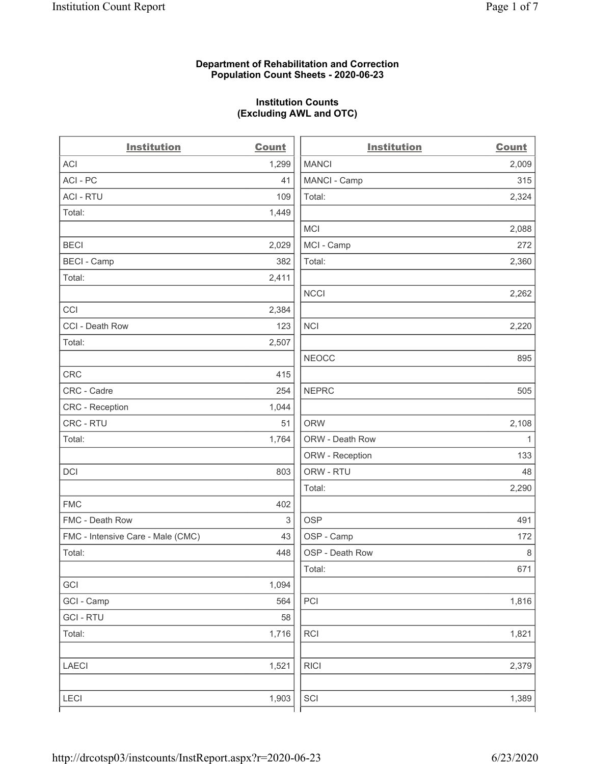**Department of Rehabilitation and Correction**
**Population Count Sheets - 2020-06-23**

**Institution Counts**
**(Excluding AWL and OTC)**

| Institution | Count | Institution | Count |
|---|---|---|---|
| ACI | 1,299 | MANCI | 2,009 |
| ACI - PC | 41 | MANCI - Camp | 315 |
| ACI - RTU | 109 | Total: | 2,324 |
| Total: | 1,449 | | |
| | | MCI | 2,088 |
| BECI | 2,029 | MCI - Camp | 272 |
| BECI - Camp | 382 | Total: | 2,360 |
| Total: | 2,411 | | |
| | | NCCI | 2,262 |
| CCI | 2,384 | | |
| CCI - Death Row | 123 | NCI | 2,220 |
| Total: | 2,507 | | |
| | | NEOCC | 895 |
| CRC | 415 | | |
| CRC - Cadre | 254 | NEPRC | 505 |
| CRC - Reception | 1,044 | | |
| CRC - RTU | 51 | ORW | 2,108 |
| Total: | 1,764 | ORW - Death Row | 1 |
| | | ORW - Reception | 133 |
| DCI | 803 | ORW - RTU | 48 |
| | | Total: | 2,290 |
| FMC | 402 | | |
| FMC - Death Row | 3 | OSP | 491 |
| FMC - Intensive Care - Male (CMC) | 43 | OSP - Camp | 172 |
| Total: | 448 | OSP - Death Row | 8 |
| | | Total: | 671 |
| GCI | 1,094 | | |
| GCI - Camp | 564 | PCI | 1,816 |
| GCI - RTU | 58 | | |
| Total: | 1,716 | RCI | 1,821 |
| | | | |
| LAECI | 1,521 | RICI | 2,379 |
| | | | |
| LECI | 1,903 | SCI | 1,389 |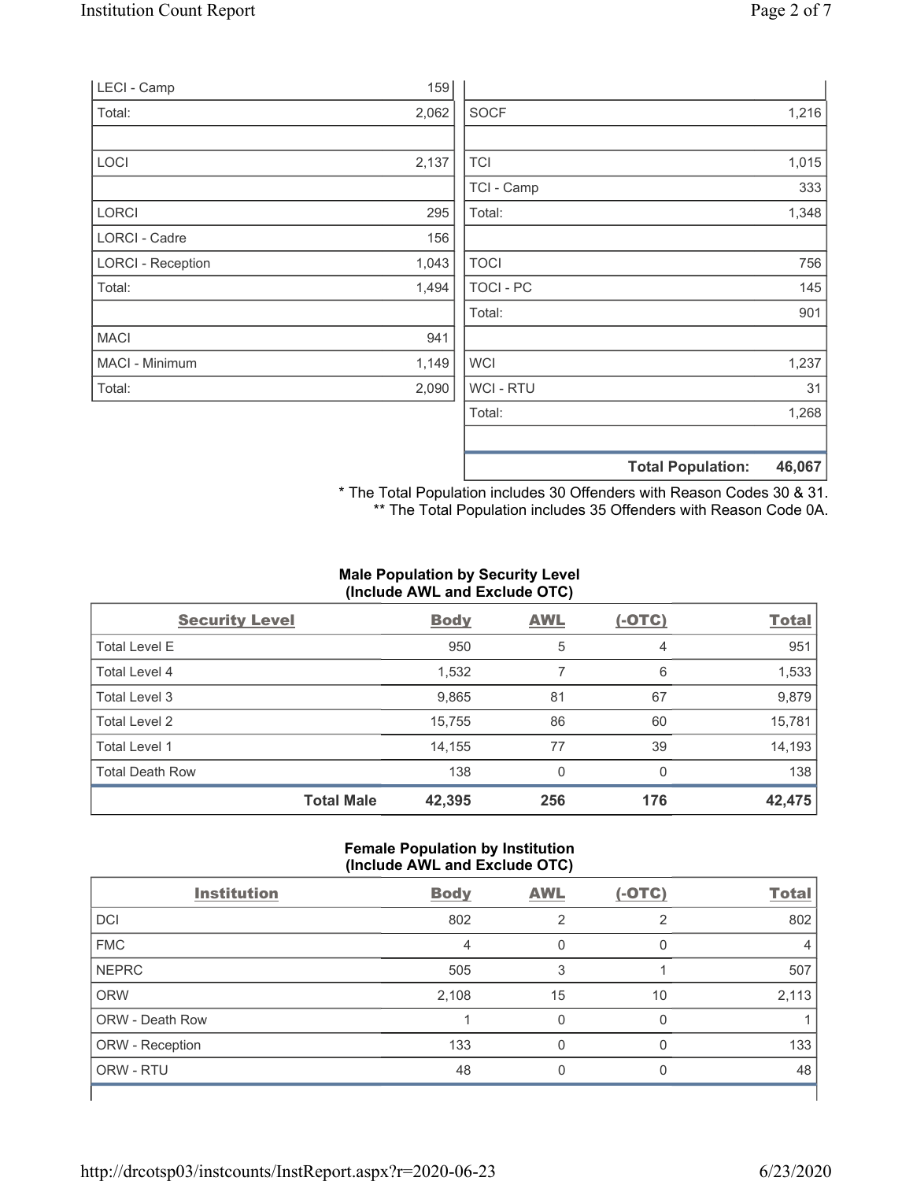| | |
|---|---|
| LECI - Camp | 159 |
| Total: | 2,062 |
| | |
| LOCI | 2,137 |
| | |
| LORCI | 295 |
| LORCI - Cadre | 156 |
| LORCI - Reception | 1,043 |
| Total: | 1,494 |
| | |
| MACI | 941 |
| MACI - Minimum | 1,149 |
| Total: | 2,090 |

| | |
|---|---|
| SOCF | 1,216 |
| | |
| TCI | 1,015 |
| TCI - Camp | 333 |
| Total: | 1,348 |
| | |
| TOCI | 756 |
| TOCI - PC | 145 |
| Total: | 901 |
| | |
| WCI | 1,237 |
| WCI - RTU | 31 |
| Total: | 1,268 |
| | |
| **Total Population:** | **46,067** |

\* The Total Population includes 30 Offenders with Reason Codes 30 & 31.
\*\* The Total Population includes 35 Offenders with Reason Code 0A.

**Male Population by Security Level**
**(Include AWL and Exclude OTC)**

| Security Level | Body | AWL | (-OTC) | Total |
|---|---|---|---|---|
| Total Level E | 950 | 5 | 4 | 951 |
| Total Level 4 | 1,532 | 7 | 6 | 1,533 |
| Total Level 3 | 9,865 | 81 | 67 | 9,879 |
| Total Level 2 | 15,755 | 86 | 60 | 15,781 |
| Total Level 1 | 14,155 | 77 | 39 | 14,193 |
| Total Death Row | 138 | 0 | 0 | 138 |
| **Total Male** | **42,395** | **256** | **176** | **42,475** |

**Female Population by Institution**
**(Include AWL and Exclude OTC)**

| Institution | Body | AWL | (-OTC) | Total |
|---|---|---|---|---|
| DCI | 802 | 2 | 2 | 802 |
| FMC | 4 | 0 | 0 | 4 |
| NEPRC | 505 | 3 | 1 | 507 |
| ORW | 2,108 | 15 | 10 | 2,113 |
| ORW - Death Row | 1 | 0 | 0 | 1 |
| ORW - Reception | 133 | 0 | 0 | 133 |
| ORW - RTU | 48 | 0 | 0 | 48 |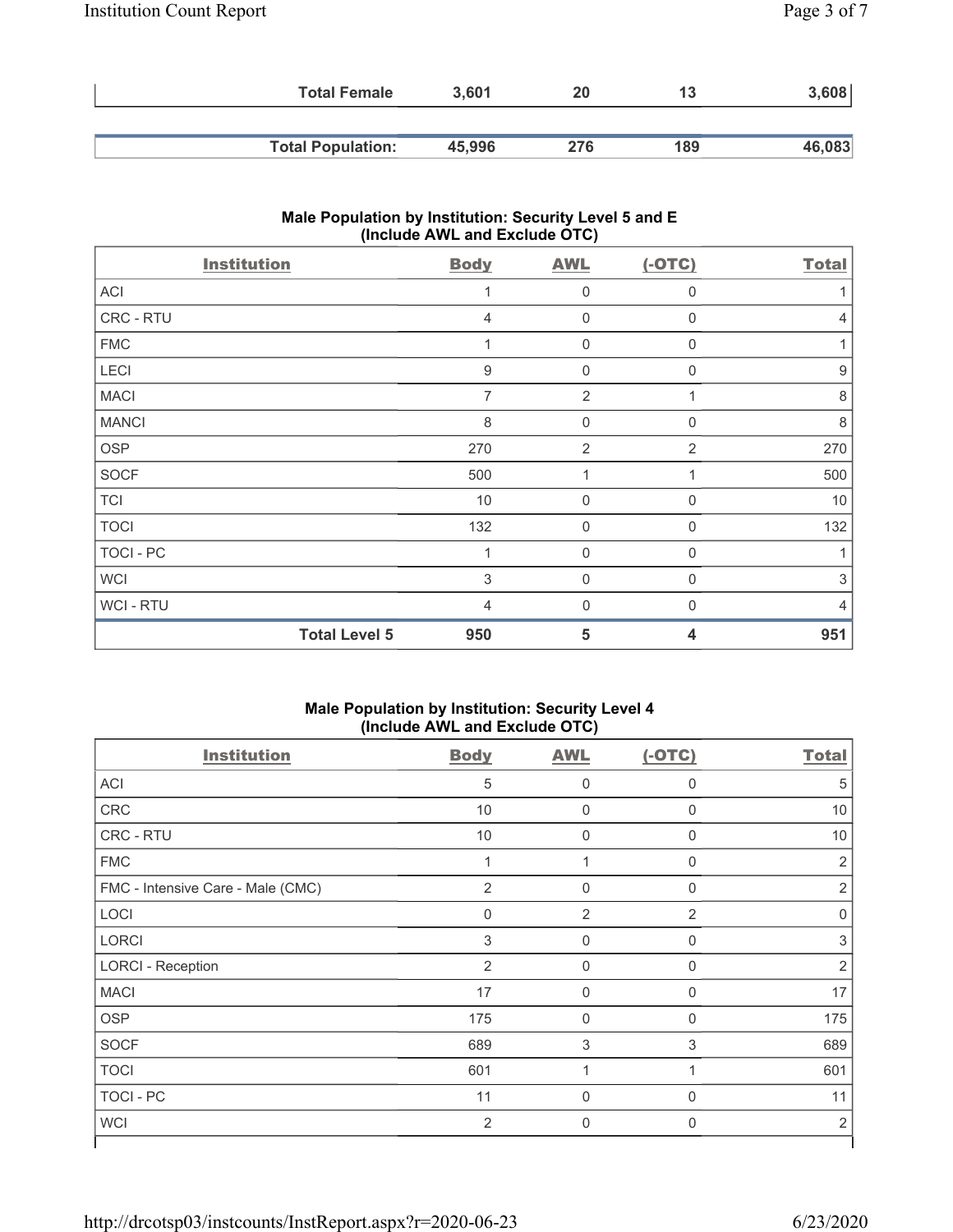| | | | | |
|---|---|---|---|---|
| **Total Female** | 3,601 | 20 | 13 | 3,608 |
| **Total Population:** | 45,996 | 276 | 189 | 46,083 |

### Male Population by Institution: Security Level 5 and E (Include AWL and Exclude OTC)

| Institution | Body | AWL | (-OTC) | Total |
|---|---|---|---|---|
| ACI | 1 | 0 | 0 | 1 |
| CRC - RTU | 4 | 0 | 0 | 4 |
| FMC | 1 | 0 | 0 | 1 |
| LECI | 9 | 0 | 0 | 9 |
| MACI | 7 | 2 | 1 | 8 |
| MANCI | 8 | 0 | 0 | 8 |
| OSP | 270 | 2 | 2 | 270 |
| SOCF | 500 | 1 | 1 | 500 |
| TCI | 10 | 0 | 0 | 10 |
| TOCI | 132 | 0 | 0 | 132 |
| TOCI - PC | 1 | 0 | 0 | 1 |
| WCI | 3 | 0 | 0 | 3 |
| WCI - RTU | 4 | 0 | 0 | 4 |
| **Total Level 5** | 950 | 5 | 4 | 951 |

### Male Population by Institution: Security Level 4 (Include AWL and Exclude OTC)

| Institution | Body | AWL | (-OTC) | Total |
|---|---|---|---|---|
| ACI | 5 | 0 | 0 | 5 |
| CRC | 10 | 0 | 0 | 10 |
| CRC - RTU | 10 | 0 | 0 | 10 |
| FMC | 1 | 1 | 0 | 2 |
| FMC - Intensive Care - Male (CMC) | 2 | 0 | 0 | 2 |
| LOCI | 0 | 2 | 2 | 0 |
| LORCI | 3 | 0 | 0 | 3 |
| LORCI - Reception | 2 | 0 | 0 | 2 |
| MACI | 17 | 0 | 0 | 17 |
| OSP | 175 | 0 | 0 | 175 |
| SOCF | 689 | 3 | 3 | 689 |
| TOCI | 601 | 1 | 1 | 601 |
| TOCI - PC | 11 | 0 | 0 | 11 |
| WCI | 2 | 0 | 0 | 2 |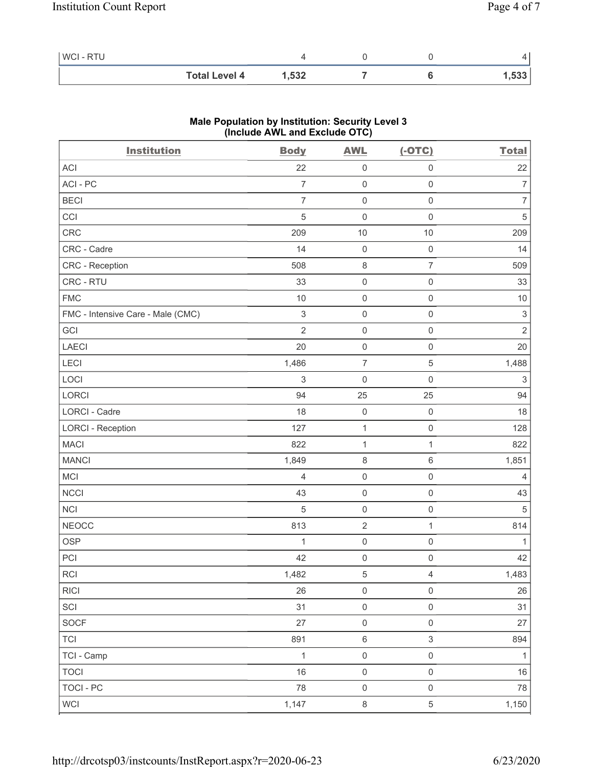| WCI - RTU | 4 | 0 | 0 | 4 |
|---|---|---|---|---|
| **Total Level 4** | **1,532** | **7** | **6** | **1,533** |

**Male Population by Institution: Security Level 3**
**(Include AWL and Exclude OTC)**

| Institution | Body | AWL | (-OTC) | Total |
|---|---|---|---|---|
| ACI | 22 | 0 | 0 | 22 |
| ACI - PC | 7 | 0 | 0 | 7 |
| BECI | 7 | 0 | 0 | 7 |
| CCI | 5 | 0 | 0 | 5 |
| CRC | 209 | 10 | 10 | 209 |
| CRC - Cadre | 14 | 0 | 0 | 14 |
| CRC - Reception | 508 | 8 | 7 | 509 |
| CRC - RTU | 33 | 0 | 0 | 33 |
| FMC | 10 | 0 | 0 | 10 |
| FMC - Intensive Care - Male (CMC) | 3 | 0 | 0 | 3 |
| GCI | 2 | 0 | 0 | 2 |
| LAECI | 20 | 0 | 0 | 20 |
| LECI | 1,486 | 7 | 5 | 1,488 |
| LOCI | 3 | 0 | 0 | 3 |
| LORCI | 94 | 25 | 25 | 94 |
| LORCI - Cadre | 18 | 0 | 0 | 18 |
| LORCI - Reception | 127 | 1 | 0 | 128 |
| MACI | 822 | 1 | 1 | 822 |
| MANCI | 1,849 | 8 | 6 | 1,851 |
| MCI | 4 | 0 | 0 | 4 |
| NCCI | 43 | 0 | 0 | 43 |
| NCI | 5 | 0 | 0 | 5 |
| NEOCC | 813 | 2 | 1 | 814 |
| OSP | 1 | 0 | 0 | 1 |
| PCI | 42 | 0 | 0 | 42 |
| RCI | 1,482 | 5 | 4 | 1,483 |
| RICI | 26 | 0 | 0 | 26 |
| SCI | 31 | 0 | 0 | 31 |
| SOCF | 27 | 0 | 0 | 27 |
| TCI | 891 | 6 | 3 | 894 |
| TCI - Camp | 1 | 0 | 0 | 1 |
| TOCI | 16 | 0 | 0 | 16 |
| TOCI - PC | 78 | 0 | 0 | 78 |
| WCI | 1,147 | 8 | 5 | 1,150 |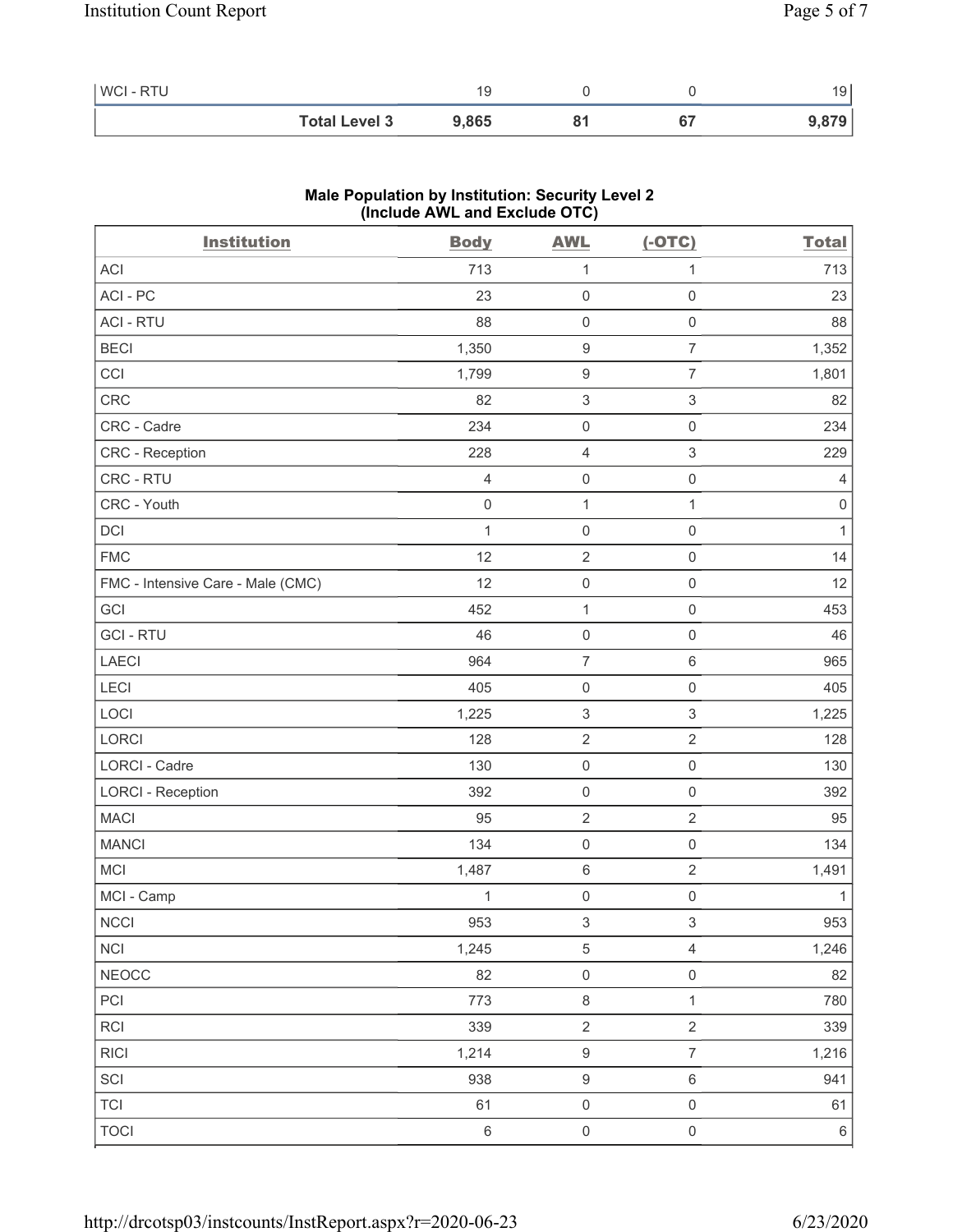| WCI - RTU | 19 | 0 | 0 | 19 |
|---|---|---|---|---|
| **Total Level 3** | **9,865** | **81** | **67** | **9,879** |

**Male Population by Institution: Security Level 2 (Include AWL and Exclude OTC)**

| Institution | Body | AWL | (-OTC) | Total |
|---|---|---|---|---|
| ACI | 713 | 1 | 1 | 713 |
| ACI - PC | 23 | 0 | 0 | 23 |
| ACI - RTU | 88 | 0 | 0 | 88 |
| BECI | 1,350 | 9 | 7 | 1,352 |
| CCI | 1,799 | 9 | 7 | 1,801 |
| CRC | 82 | 3 | 3 | 82 |
| CRC - Cadre | 234 | 0 | 0 | 234 |
| CRC - Reception | 228 | 4 | 3 | 229 |
| CRC - RTU | 4 | 0 | 0 | 4 |
| CRC - Youth | 0 | 1 | 1 | 0 |
| DCI | 1 | 0 | 0 | 1 |
| FMC | 12 | 2 | 0 | 14 |
| FMC - Intensive Care - Male (CMC) | 12 | 0 | 0 | 12 |
| GCI | 452 | 1 | 0 | 453 |
| GCI - RTU | 46 | 0 | 0 | 46 |
| LAECI | 964 | 7 | 6 | 965 |
| LECI | 405 | 0 | 0 | 405 |
| LOCI | 1,225 | 3 | 3 | 1,225 |
| LORCI | 128 | 2 | 2 | 128 |
| LORCI - Cadre | 130 | 0 | 0 | 130 |
| LORCI - Reception | 392 | 0 | 0 | 392 |
| MACI | 95 | 2 | 2 | 95 |
| MANCI | 134 | 0 | 0 | 134 |
| MCI | 1,487 | 6 | 2 | 1,491 |
| MCI - Camp | 1 | 0 | 0 | 1 |
| NCCI | 953 | 3 | 3 | 953 |
| NCI | 1,245 | 5 | 4 | 1,246 |
| NEOCC | 82 | 0 | 0 | 82 |
| PCI | 773 | 8 | 1 | 780 |
| RCI | 339 | 2 | 2 | 339 |
| RICI | 1,214 | 9 | 7 | 1,216 |
| SCI | 938 | 9 | 6 | 941 |
| TCI | 61 | 0 | 0 | 61 |
| TOCI | 6 | 0 | 0 | 6 |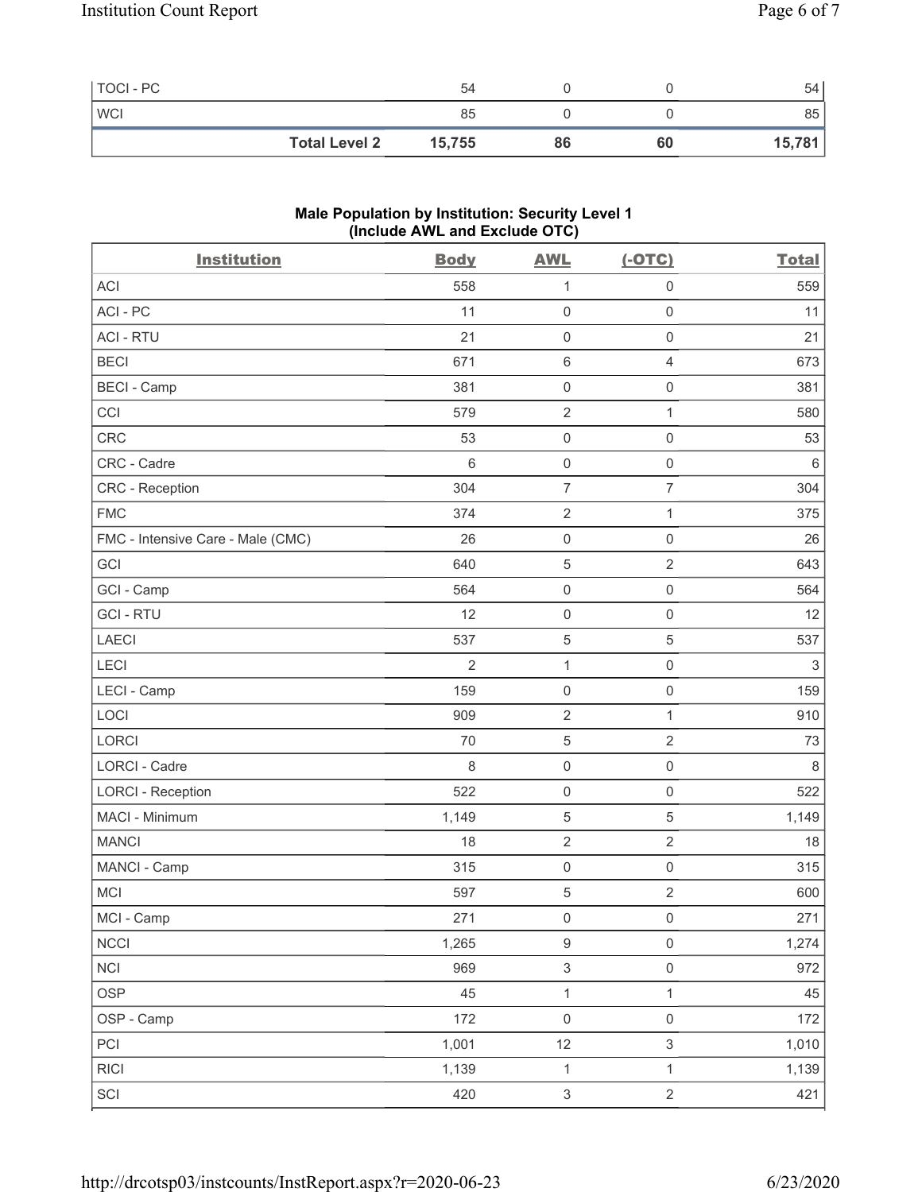| TOCI - PC | 54 | 0 | 0 | 54 |
|---|---|---|---|---|
| WCI | 85 | 0 | 0 | 85 |
| **Total Level 2** | **15,755** | **86** | **60** | **15,781** |

**Male Population by Institution: Security Level 1 (Include AWL and Exclude OTC)**

| Institution | Body | AWL | (-OTC) | Total |
|---|---|---|---|---|
| ACI | 558 | 1 | 0 | 559 |
| ACI - PC | 11 | 0 | 0 | 11 |
| ACI - RTU | 21 | 0 | 0 | 21 |
| BECI | 671 | 6 | 4 | 673 |
| BECI - Camp | 381 | 0 | 0 | 381 |
| CCI | 579 | 2 | 1 | 580 |
| CRC | 53 | 0 | 0 | 53 |
| CRC - Cadre | 6 | 0 | 0 | 6 |
| CRC - Reception | 304 | 7 | 7 | 304 |
| FMC | 374 | 2 | 1 | 375 |
| FMC - Intensive Care - Male (CMC) | 26 | 0 | 0 | 26 |
| GCI | 640 | 5 | 2 | 643 |
| GCI - Camp | 564 | 0 | 0 | 564 |
| GCI - RTU | 12 | 0 | 0 | 12 |
| LAECI | 537 | 5 | 5 | 537 |
| LECI | 2 | 1 | 0 | 3 |
| LECI - Camp | 159 | 0 | 0 | 159 |
| LOCI | 909 | 2 | 1 | 910 |
| LORCI | 70 | 5 | 2 | 73 |
| LORCI - Cadre | 8 | 0 | 0 | 8 |
| LORCI - Reception | 522 | 0 | 0 | 522 |
| MACI - Minimum | 1,149 | 5 | 5 | 1,149 |
| MANCI | 18 | 2 | 2 | 18 |
| MANCI - Camp | 315 | 0 | 0 | 315 |
| MCI | 597 | 5 | 2 | 600 |
| MCI - Camp | 271 | 0 | 0 | 271 |
| NCCI | 1,265 | 9 | 0 | 1,274 |
| NCI | 969 | 3 | 0 | 972 |
| OSP | 45 | 1 | 1 | 45 |
| OSP - Camp | 172 | 0 | 0 | 172 |
| PCI | 1,001 | 12 | 3 | 1,010 |
| RICI | 1,139 | 1 | 1 | 1,139 |
| SCI | 420 | 3 | 2 | 421 |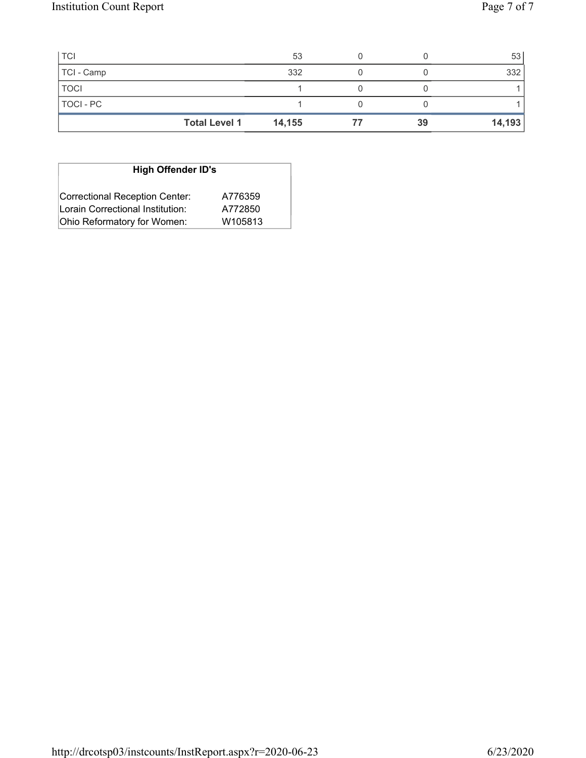| | | | | |
|---|---|---|---|---|
| TCI | 53 | 0 | 0 | 53 |
| TCI - Camp | 332 | 0 | 0 | 332 |
| TOCI | 1 | 0 | 0 | 1 |
| TOCI - PC | 1 | 0 | 0 | 1 |
| **Total Level 1** | **14,155** | **77** | **39** | **14,193** |

| High Offender ID's | |
|---|---|
| Correctional Reception Center: | A776359 |
| Lorain Correctional Institution: | A772850 |
| Ohio Reformatory for Women: | W105813 |